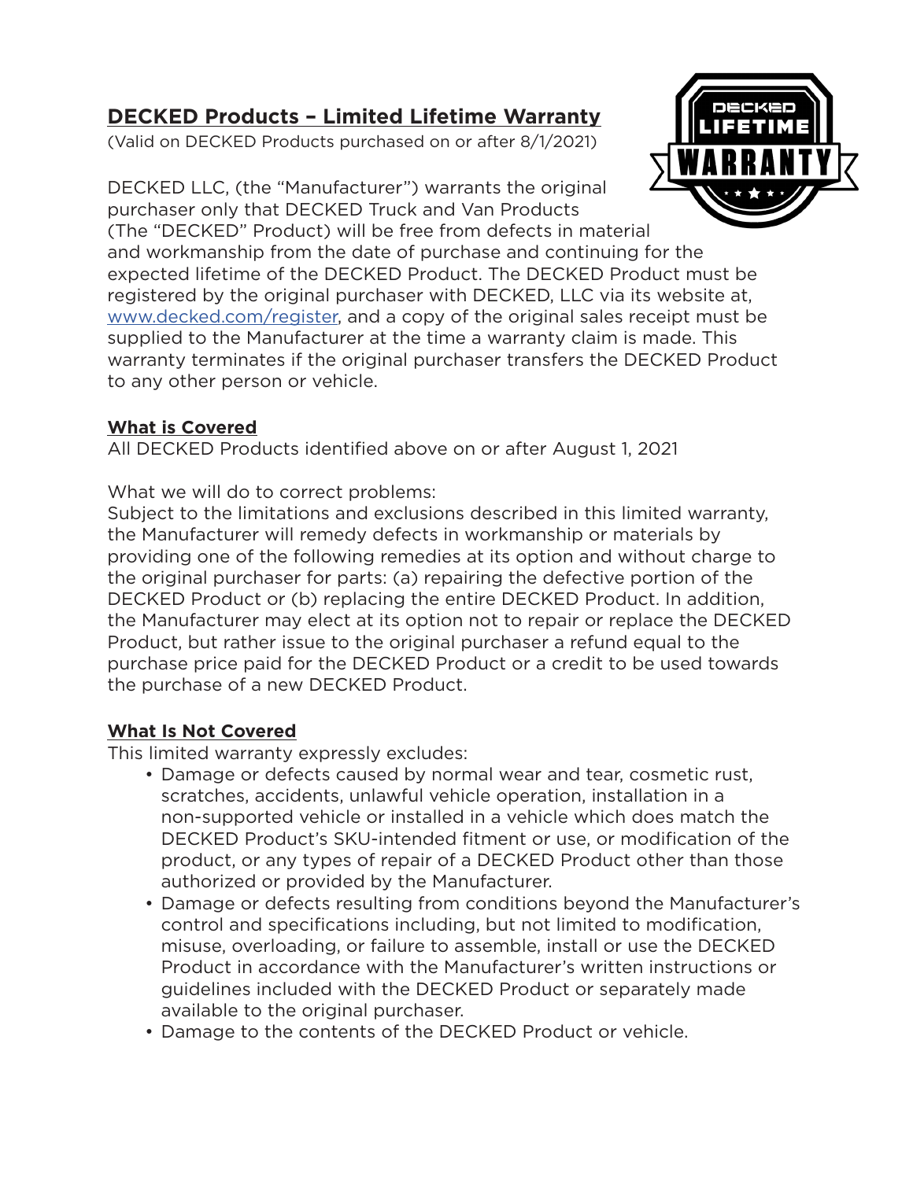# DECKED Products – Limited Lifetime Warranty

(Valid on DECKED Products purchased on or after 8/1/2021)

DECKED LLC, (the "Manufacturer") warrants the original purchaser only that DECKED Truck and Van Products (The "DECKED" Product) will be free from defects in material and workmanship from the date of purchase and continuing for the expected lifetime of the DECKED Product. The DECKED Product must be registered by the original purchaser with DECKED, LLC via its website at, www.decked.com/register, and a copy of the original sales receipt must be supplied to the Manufacturer at the time a warranty claim is made. This warranty terminates if the original purchaser transfers the DECKED Product to any other person or vehicle.

## What is Covered

All DECKED Products identified above on or after August 1, 2021

What we will do to correct problems:
Subject to the limitations and exclusions described in this limited warranty, the Manufacturer will remedy defects in workmanship or materials by providing one of the following remedies at its option and without charge to the original purchaser for parts: (a) repairing the defective portion of the DECKED Product or (b) replacing the entire DECKED Product. In addition, the Manufacturer may elect at its option not to repair or replace the DECKED Product, but rather issue to the original purchaser a refund equal to the purchase price paid for the DECKED Product or a credit to be used towards the purchase of a new DECKED Product.

## What Is Not Covered

This limited warranty expressly excludes:

- Damage or defects caused by normal wear and tear, cosmetic rust, scratches, accidents, unlawful vehicle operation, installation in a non-supported vehicle or installed in a vehicle which does match the DECKED Product's SKU-intended fitment or use, or modification of the product, or any types of repair of a DECKED Product other than those authorized or provided by the Manufacturer.
- Damage or defects resulting from conditions beyond the Manufacturer's control and specifications including, but not limited to modification, misuse, overloading, or failure to assemble, install or use the DECKED Product in accordance with the Manufacturer's written instructions or guidelines included with the DECKED Product or separately made available to the original purchaser.
- Damage to the contents of the DECKED Product or vehicle.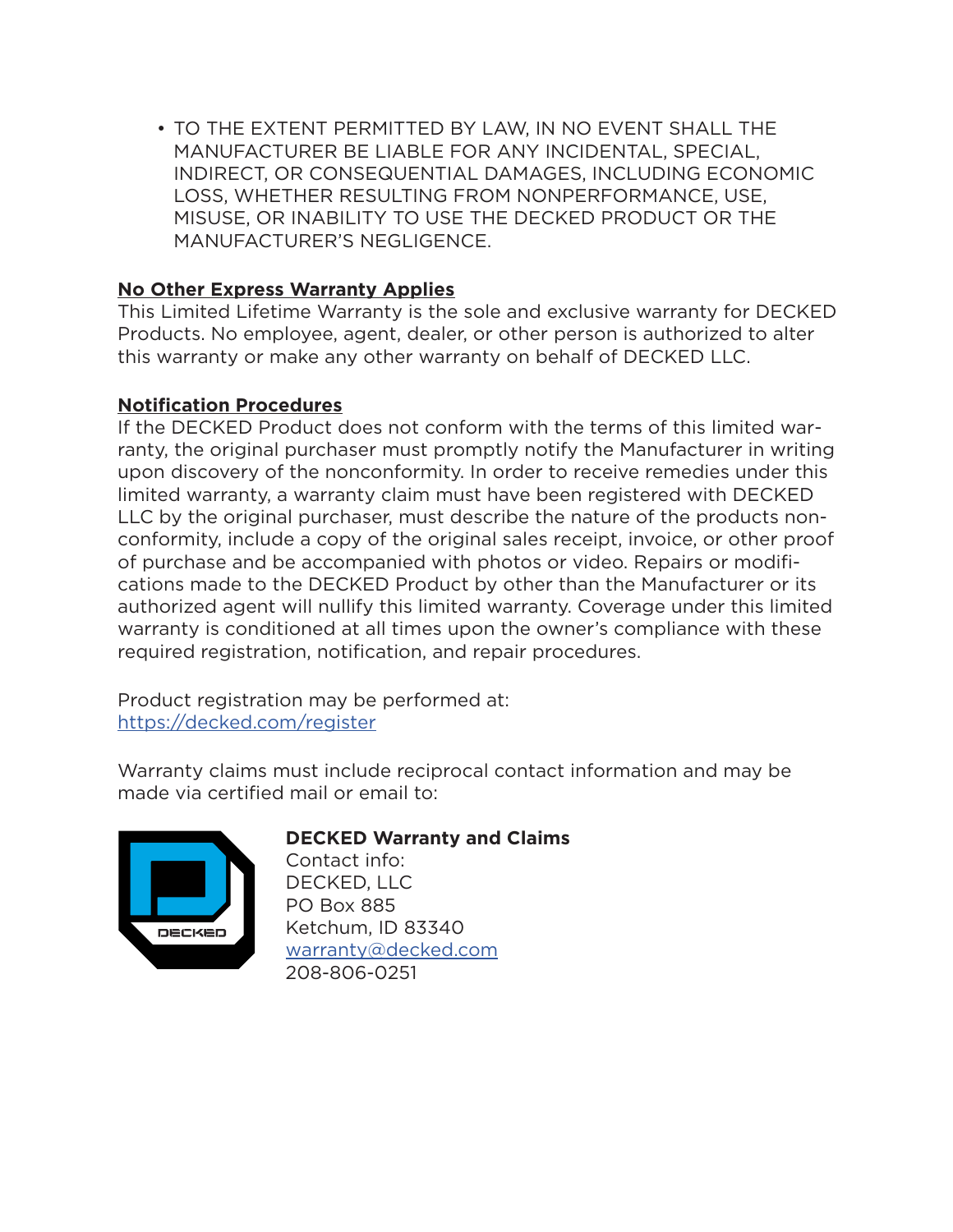- TO THE EXTENT PERMITTED BY LAW, IN NO EVENT SHALL THE MANUFACTURER BE LIABLE FOR ANY INCIDENTAL, SPECIAL, INDIRECT, OR CONSEQUENTIAL DAMAGES, INCLUDING ECONOMIC LOSS, WHETHER RESULTING FROM NONPERFORMANCE, USE, MISUSE, OR INABILITY TO USE THE DECKED PRODUCT OR THE MANUFACTURER'S NEGLIGENCE.

**No Other Express Warranty Applies**

This Limited Lifetime Warranty is the sole and exclusive warranty for DECKED Products. No employee, agent, dealer, or other person is authorized to alter this warranty or make any other warranty on behalf of DECKED LLC.

**Notification Procedures**

If the DECKED Product does not conform with the terms of this limited warranty, the original purchaser must promptly notify the Manufacturer in writing upon discovery of the nonconformity. In order to receive remedies under this limited warranty, a warranty claim must have been registered with DECKED LLC by the original purchaser, must describe the nature of the products nonconformity, include a copy of the original sales receipt, invoice, or other proof of purchase and be accompanied with photos or video. Repairs or modifications made to the DECKED Product by other than the Manufacturer or its authorized agent will nullify this limited warranty. Coverage under this limited warranty is conditioned at all times upon the owner's compliance with these required registration, notification, and repair procedures.

Product registration may be performed at:
https://decked.com/register

Warranty claims must include reciprocal contact information and may be made via certified mail or email to:

**DECKED Warranty and Claims**
Contact info:
DECKED, LLC
PO Box 885
Ketchum, ID 83340
warranty@decked.com
208-806-0251